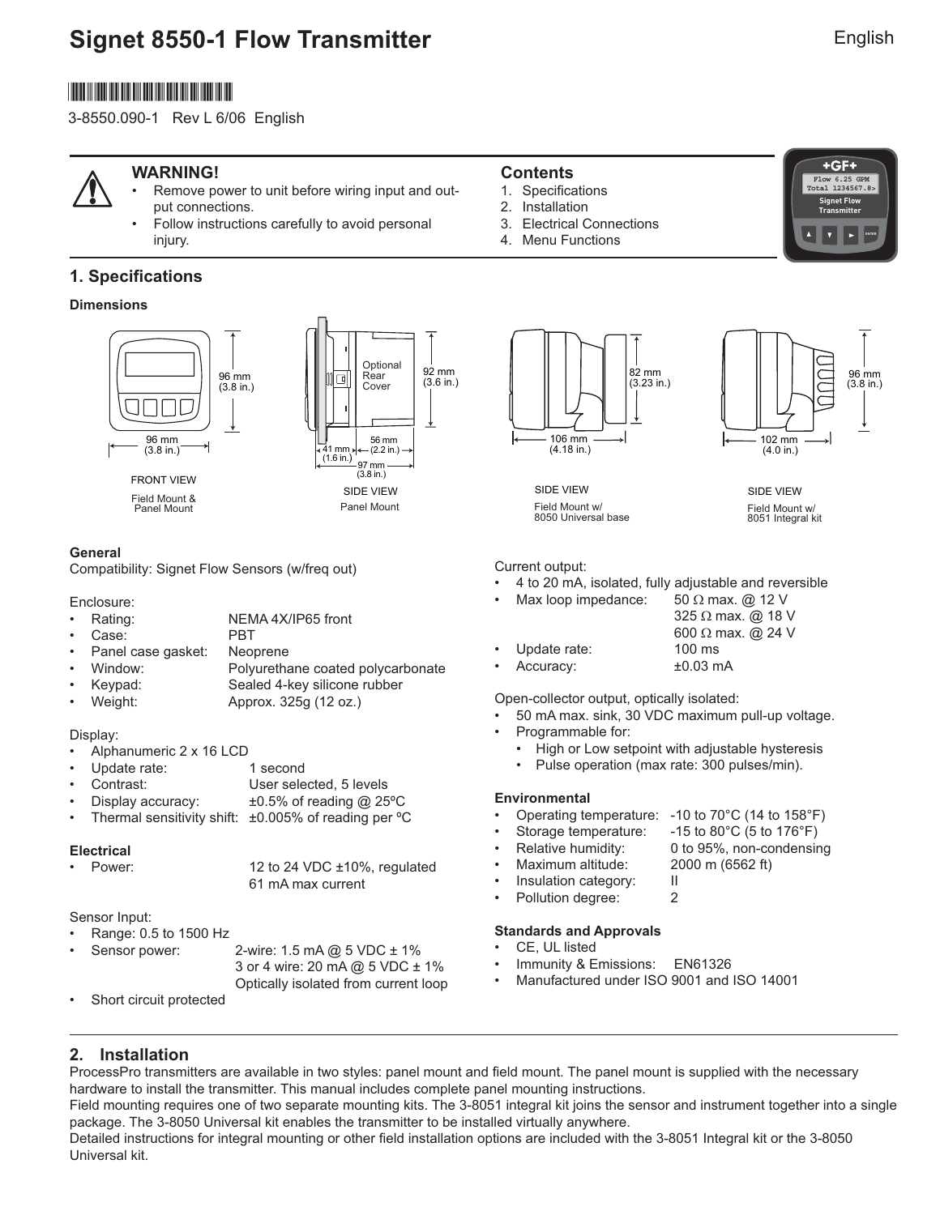# Signet 8550-1 Flow Transmitter

English

3-8550.090-1 Rev L 6/06 English

**WARNING!**

- Remove power to unit before wiring input and output connections.
- Follow instructions carefully to avoid personal injury.

**Contents**

1. Specifications
2. Installation
3. Electrical Connections
4. Menu Functions

## 1. Specifications

**Dimensions**

FRONT VIEW
Field Mount & Panel Mount
96 mm (3.8 in.) × 96 mm (3.8 in.)

SIDE VIEW
Panel Mount
Optional Rear Cover; 92 mm (3.6 in.); 41 mm (1.6 in.); 56 mm (2.2 in.); 97 mm (3.8 in.)

SIDE VIEW
Field Mount w/ 8050 Universal base
82 mm (3.23 in.); 106 mm (4.18 in.)

SIDE VIEW
Field Mount w/ 8051 Integral kit
96 mm (3.8 in.); 102 mm (4.0 in.)

**General**

Compatibility: Signet Flow Sensors (w/freq out)

Enclosure:

- Rating: NEMA 4X/IP65 front
- Case: PBT
- Panel case gasket: Neoprene
- Window: Polyurethane coated polycarbonate
- Keypad: Sealed 4-key silicone rubber
- Weight: Approx. 325g (12 oz.)

Display:

- Alphanumeric 2 x 16 LCD
- Update rate: 1 second
- Contrast: User selected, 5 levels
- Display accuracy: ±0.5% of reading @ 25ºC
- Thermal sensitivity shift: ±0.005% of reading per ºC

**Electrical**

- Power: 12 to 24 VDC ±10%, regulated
  61 mA max current

Sensor Input:

- Range: 0.5 to 1500 Hz
- Sensor power: 2-wire: 1.5 mA @ 5 VDC ± 1%
  3 or 4 wire: 20 mA @ 5 VDC ± 1%
  Optically isolated from current loop
- Short circuit protected

Current output:

- 4 to 20 mA, isolated, fully adjustable and reversible
- Max loop impedance: 50 Ω max. @ 12 V
  325 Ω max. @ 18 V
  600 Ω max. @ 24 V
- Update rate: 100 ms
- Accuracy: ±0.03 mA

Open-collector output, optically isolated:

- 50 mA max. sink, 30 VDC maximum pull-up voltage.
- Programmable for:
  - High or Low setpoint with adjustable hysteresis
  - Pulse operation (max rate: 300 pulses/min).

**Environmental**

- Operating temperature: -10 to 70°C (14 to 158°F)
- Storage temperature: -15 to 80°C (5 to 176°F)
- Relative humidity: 0 to 95%, non-condensing
- Maximum altitude: 2000 m (6562 ft)
- Insulation category: II
- Pollution degree: 2

**Standards and Approvals**

- CE, UL listed
- Immunity & Emissions: EN61326
- Manufactured under ISO 9001 and ISO 14001

## 2. Installation

ProcessPro transmitters are available in two styles: panel mount and field mount. The panel mount is supplied with the necessary hardware to install the transmitter. This manual includes complete panel mounting instructions.

Field mounting requires one of two separate mounting kits. The 3-8051 integral kit joins the sensor and instrument together into a single package. The 3-8050 Universal kit enables the transmitter to be installed virtually anywhere.

Detailed instructions for integral mounting or other field installation options are included with the 3-8051 Integral kit or the 3-8050 Universal kit.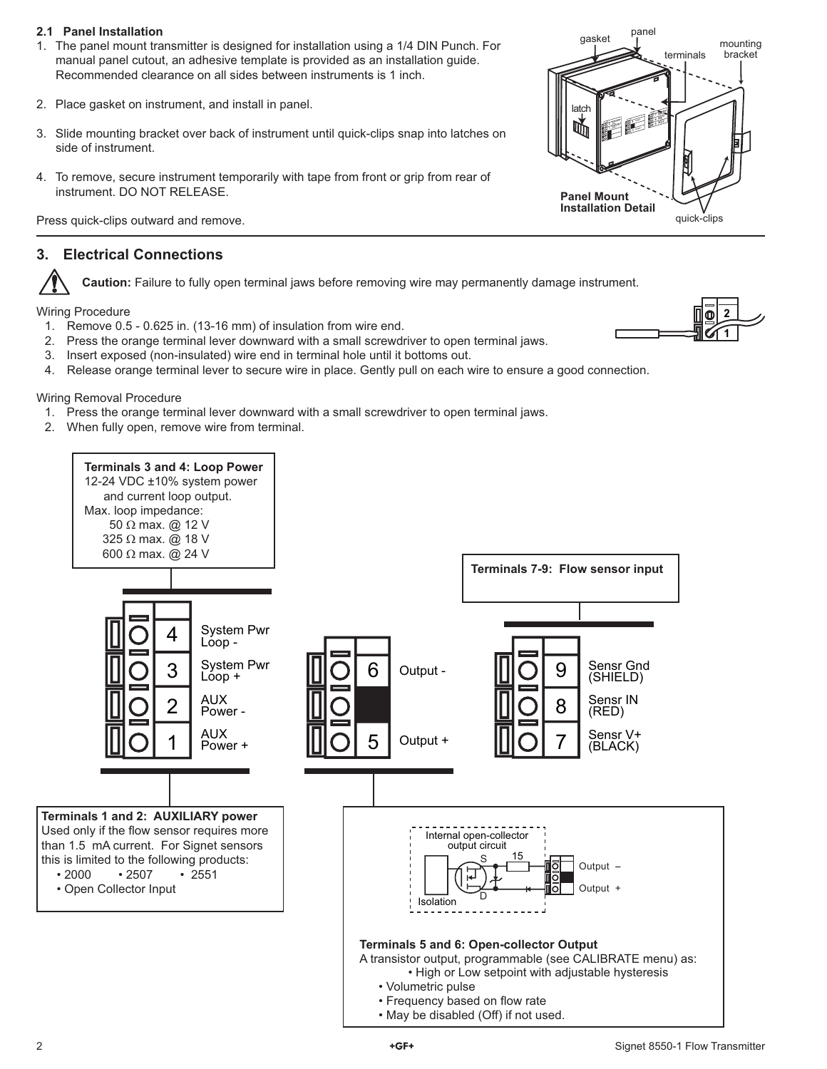### 2.1 Panel Installation

1. The panel mount transmitter is designed for installation using a 1/4 DIN Punch. For manual panel cutout, an adhesive template is provided as an installation guide. Recommended clearance on all sides between instruments is 1 inch.
2. Place gasket on instrument, and install in panel.
3. Slide mounting bracket over back of instrument until quick-clips snap into latches on side of instrument.
4. To remove, secure instrument temporarily with tape from front or grip from rear of instrument. DO NOT RELEASE.

Press quick-clips outward and remove.

gasket panel terminals mounting bracket latch quick-clips

**Panel Mount Installation Detail**

## 3. Electrical Connections

**Caution:** Failure to fully open terminal jaws before removing wire may permanently damage instrument.

Wiring Procedure

1. Remove 0.5 - 0.625 in. (13-16 mm) of insulation from wire end.
2. Press the orange terminal lever downward with a small screwdriver to open terminal jaws.
3. Insert exposed (non-insulated) wire end in terminal hole until it bottoms out.
4. Release orange terminal lever to secure wire in place. Gently pull on each wire to ensure a good connection.

Wiring Removal Procedure

1. Press the orange terminal lever downward with a small screwdriver to open terminal jaws.
2. When fully open, remove wire from terminal.

**Terminals 3 and 4: Loop Power**
12-24 VDC ±10% system power and current loop output.
Max. loop impedance:
50 Ω max. @ 12 V
325 Ω max. @ 18 V
600 Ω max. @ 24 V

| Terminal | Function |
|---|---|
| 4 | System Pwr Loop - |
| 3 | System Pwr Loop + |
| 2 | AUX Power - |
| 1 | AUX Power + |
| 6 | Output - |
| 5 | Output + |
| 9 | Sensr Gnd (SHIELD) |
| 8 | Sensr IN (RED) |
| 7 | Sensr V+ (BLACK) |

**Terminals 7-9: Flow sensor input**

**Terminals 1 and 2: AUXILIARY power**
Used only if the flow sensor requires more than 1.5 mA current. For Signet sensors this is limited to the following products:
- 2000
- 2507
- 2551
- Open Collector Input

Internal open-collector output circuit — Isolation, S, D, 15, Output –, Output +

**Terminals 5 and 6: Open-collector Output**
A transistor output, programmable (see CALIBRATE menu) as:
- High or Low setpoint with adjustable hysteresis
- Volumetric pulse
- Frequency based on flow rate
- May be disabled (Off) if not used.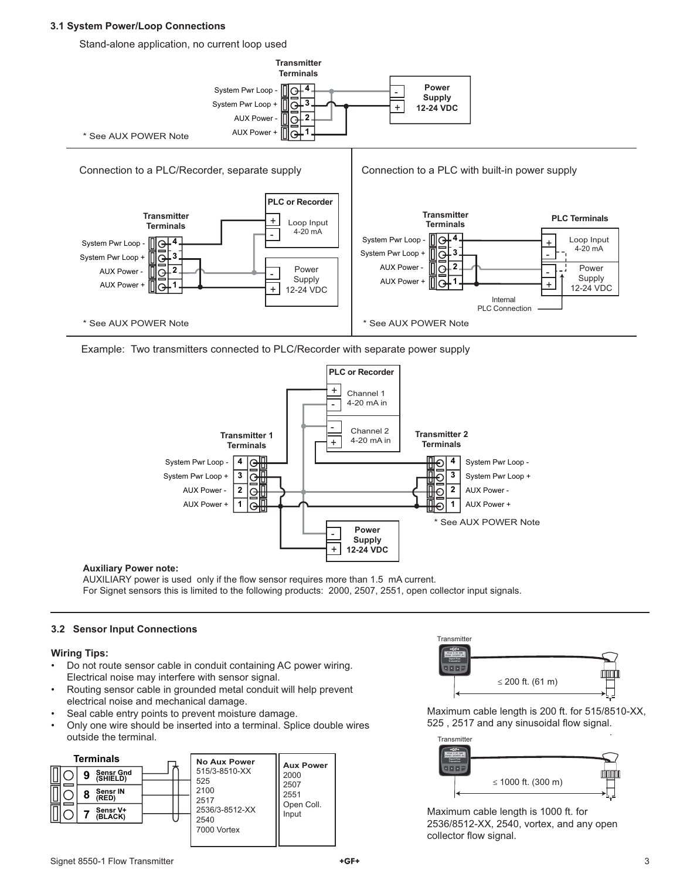### 3.1 System Power/Loop Connections

Stand-alone application, no current loop used

Transmitter Terminals

| Terminal | Function |
|---|---|
| 4 | System Pwr Loop - |
| 3 | System Pwr Loop + |
| 2 | AUX Power - |
| 1 | AUX Power + |

Power Supply 12-24 VDC

\* See AUX POWER Note

Connection to a PLC/Recorder, separate supply

\* See AUX POWER Note

Connection to a PLC with built-in power supply

Internal PLC Connection

\* See AUX POWER Note

Example: Two transmitters connected to PLC/Recorder with separate power supply

PLC or Recorder: Channel 1 4-20 mA in; Channel 2 4-20 mA in

Power Supply 12-24 VDC

\* See AUX POWER Note

**Auxiliary Power note:**
AUXILIARY power is used only if the flow sensor requires more than 1.5 mA current.
For Signet sensors this is limited to the following products: 2000, 2507, 2551, open collector input signals.

### 3.2 Sensor Input Connections

**Wiring Tips:**

- Do not route sensor cable in conduit containing AC power wiring. Electrical noise may interfere with sensor signal.
- Routing sensor cable in grounded metal conduit will help prevent electrical noise and mechanical damage.
- Seal cable entry points to prevent moisture damage.
- Only one wire should be inserted into a terminal. Splice double wires outside the terminal.

**Terminals**

| Terminal | Function |
|---|---|
| 9 | Sensr Gnd (SHIELD) |
| 8 | Sensr IN (RED) |
| 7 | Sensr V+ (BLACK) |

| No Aux Power | Aux Power |
|---|---|
| 515/3-8510-XX | 2000 |
| 525 | 2507 |
| 2100 | 2551 |
| 2517 | Open Coll. Input |
| 2536/3-8512-XX | |
| 2540 | |
| 7000 Vortex | |

Transmitter — ≤ 200 ft. (61 m)

Maximum cable length is 200 ft. for 515/8510-XX, 525 , 2517 and any sinusoidal flow signal.

Transmitter — ≤ 1000 ft. (300 m)

Maximum cable length is 1000 ft. for 2536/8512-XX, 2540, vortex, and any open collector flow signal.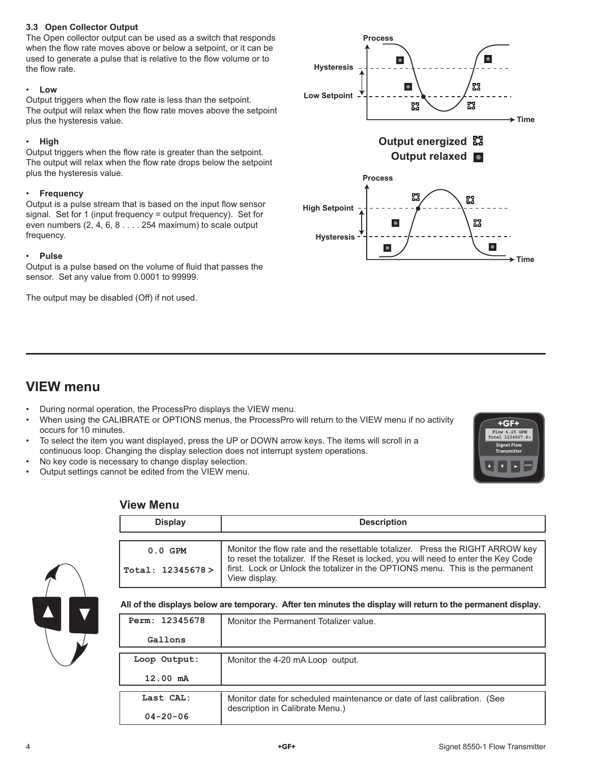### 3.3 Open Collector Output

The Open collector output can be used as a switch that responds when the flow rate moves above or below a setpoint, or it can be used to generate a pulse that is relative to the flow volume or to the flow rate.

- **Low**
  Output triggers when the flow rate is less than the setpoint. The output will relax when the flow rate moves above the setpoint plus the hysteresis value.

- **High**
  Output triggers when the flow rate is greater than the setpoint. The output will relax when the flow rate drops below the setpoint plus the hysteresis value.

- **Frequency**
  Output is a pulse stream that is based on the input flow sensor signal. Set for 1 (input frequency = output frequency). Set for even numbers (2, 4, 6, 8 . . . . 254 maximum) to scale output frequency.

- **Pulse**
  Output is a pulse based on the volume of fluid that passes the sensor. Set any value from 0.0001 to 99999.

The output may be disabled (Off) if not used.

Process / Hysteresis / Low Setpoint / Time

**Output energized**
**Output relaxed**

Process / High Setpoint / Hysteresis / Time

## VIEW menu

- During normal operation, the ProcessPro displays the VIEW menu.
- When using the CALIBRATE or OPTIONS menus, the ProcessPro will return to the VIEW menu if no activity occurs for 10 minutes.
- To select the item you want displayed, press the UP or DOWN arrow keys. The items will scroll in a continuous loop. Changing the display selection does not interrupt system operations.
- No key code is necessary to change display selection.
- Output settings cannot be edited from the VIEW menu.

### View Menu

| Display | Description |
|---|---|
| 0.0 GPM<br>Total: 12345678 > | Monitor the flow rate and the resettable totalizer. Press the RIGHT ARROW key to reset the totalizer. If the Reset is locked, you will need to enter the Key Code first. Lock or Unlock the totalizer in the OPTIONS menu. This is the permanent View display. |

**All of the displays below are temporary. After ten minutes the display will return to the permanent display.**

| Display | Description |
|---|---|
| Perm: 12345678<br>Gallons | Monitor the Permanent Totalizer value. |
| Loop Output:<br>12.00 mA | Monitor the 4-20 mA Loop output. |
| Last CAL:<br>04-20-06 | Monitor date for scheduled maintenance or date of last calibration. (See description in Calibrate Menu.) |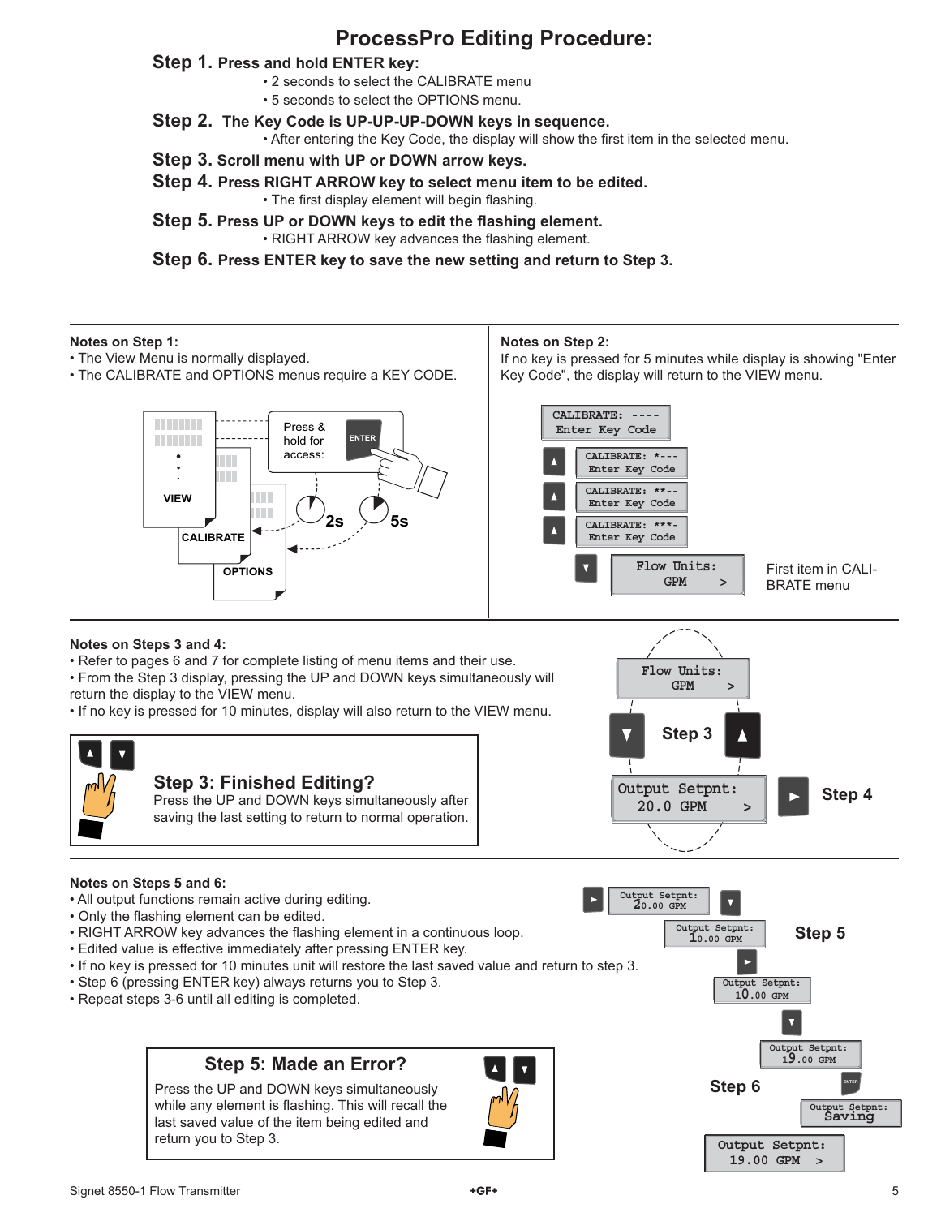# ProcessPro Editing Procedure:

**Step 1. Press and hold ENTER key:**

- 2 seconds to select the CALIBRATE menu
- 5 seconds to select the OPTIONS menu.

**Step 2. The Key Code is UP-UP-UP-DOWN keys in sequence.**

- After entering the Key Code, the display will show the first item in the selected menu.

**Step 3. Scroll menu with UP or DOWN arrow keys.**

**Step 4. Press RIGHT ARROW key to select menu item to be edited.**

- The first display element will begin flashing.

**Step 5. Press UP or DOWN keys to edit the flashing element.**

- RIGHT ARROW key advances the flashing element.

**Step 6. Press ENTER key to save the new setting and return to Step 3.**

---

**Notes on Step 1:**

- The View Menu is normally displayed.
- The CALIBRATE and OPTIONS menus require a KEY CODE.

VIEW
CALIBRATE
OPTIONS

Press & hold for access: ENTER

2s 5s

**Notes on Step 2:**

If no key is pressed for 5 minutes while display is showing "Enter Key Code", the display will return to the VIEW menu.

```
CALIBRATE: ----
Enter Key Code

▲ CALIBRATE: *---
  Enter Key Code

▲ CALIBRATE: **--
  Enter Key Code

▲ CALIBRATE: ***-
  Enter Key Code

▼ Flow Units:
  GPM      >
```

First item in CALIBRATE menu

---

**Notes on Steps 3 and 4:**

- Refer to pages 6 and 7 for complete listing of menu items and their use.
- From the Step 3 display, pressing the UP and DOWN keys simultaneously will return the display to the VIEW menu.
- If no key is pressed for 10 minutes, display will also return to the VIEW menu.

```
Flow Units:
GPM      >

▼  Step 3  ▲

Output Setpnt:
20.0 GPM   >     ► Step 4
```

### Step 3: Finished Editing?

Press the UP and DOWN keys simultaneously after saving the last setting to return to normal operation.

---

**Notes on Steps 5 and 6:**

- All output functions remain active during editing.
- Only the flashing element can be edited.
- RIGHT ARROW key advances the flashing element in a continuous loop.
- Edited value is effective immediately after pressing ENTER key.
- If no key is pressed for 10 minutes unit will restore the last saved value and return to step 3.
- Step 6 (pressing ENTER key) always returns you to Step 3.
- Repeat steps 3-6 until all editing is completed.

```
► Output Setpnt:
  20.00 GPM      ▼

Output Setpnt:
10.00 GPM            Step 5

►
Output Setpnt:
10.00 GPM

▼
Output Setpnt:
19.00 GPM

Step 6     ENTER
Output Setpnt:
Saving

Output Setpnt:
19.00 GPM   >
```

### Step 5: Made an Error?

Press the UP and DOWN keys simultaneously while any element is flashing. This will recall the last saved value of the item being edited and return you to Step 3.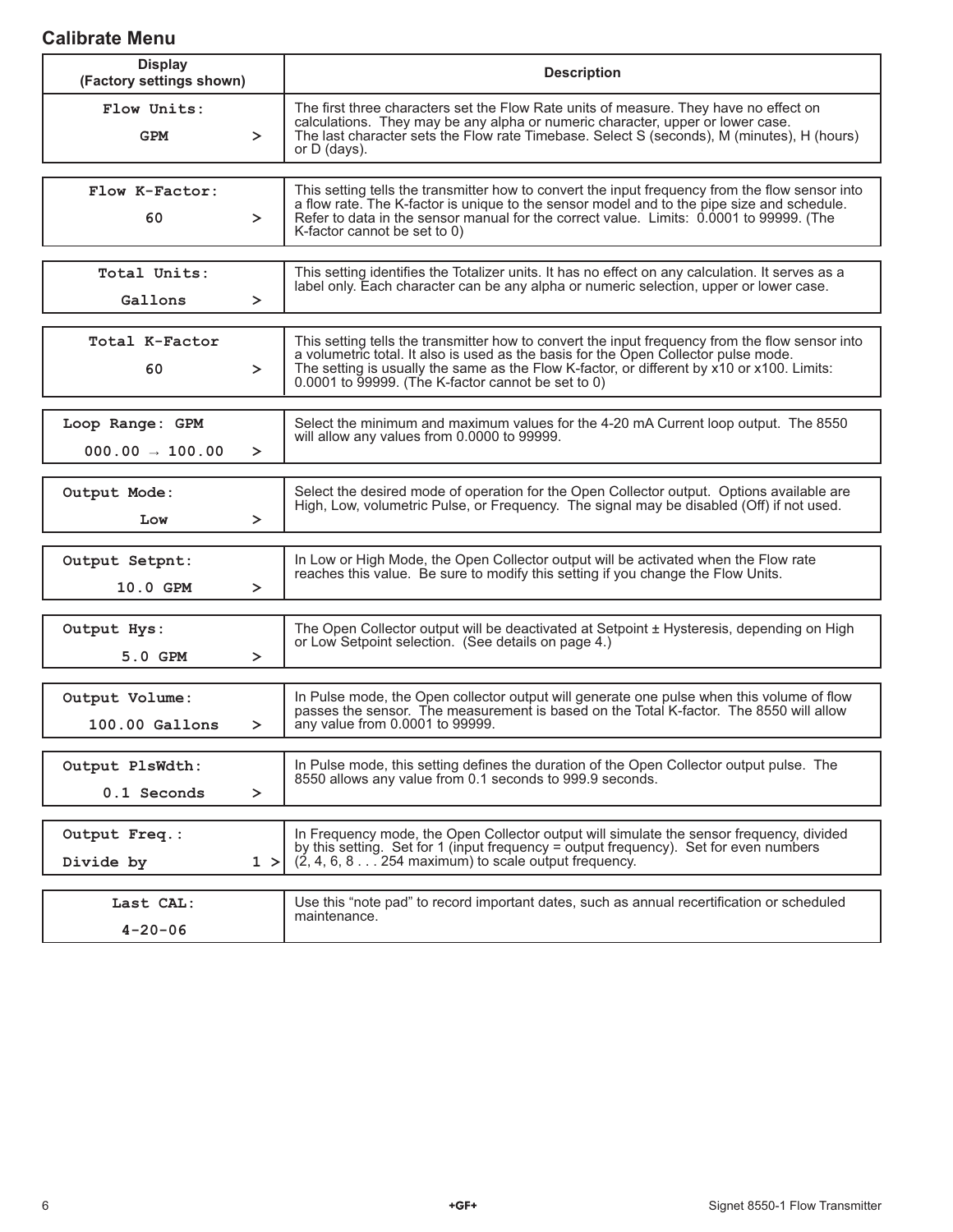## Calibrate Menu

| Display (Factory settings shown) | Description |
|---|---|
| Flow Units: GPM > | The first three characters set the Flow Rate units of measure. They have no effect on calculations. They may be any alpha or numeric character, upper or lower case. The last character sets the Flow rate Timebase. Select S (seconds), M (minutes), H (hours) or D (days). |
| Flow K-Factor: 60 > | This setting tells the transmitter how to convert the input frequency from the flow sensor into a flow rate. The K-factor is unique to the sensor model and to the pipe size and schedule. Refer to data in the sensor manual for the correct value. Limits: 0.0001 to 99999. (The K-factor cannot be set to 0) |
| Total Units: Gallons > | This setting identifies the Totalizer units. It has no effect on any calculation. It serves as a label only. Each character can be any alpha or numeric selection, upper or lower case. |
| Total K-Factor 60 > | This setting tells the transmitter how to convert the input frequency from the flow sensor into a volumetric total. It also is used as the basis for the Open Collector pulse mode. The setting is usually the same as the Flow K-factor, or different by x10 or x100. Limits: 0.0001 to 99999. (The K-factor cannot be set to 0) |
| Loop Range: GPM 000.00 → 100.00 > | Select the minimum and maximum values for the 4-20 mA Current loop output. The 8550 will allow any values from 0.0000 to 99999. |
| Output Mode: Low > | Select the desired mode of operation for the Open Collector output. Options available are High, Low, volumetric Pulse, or Frequency. The signal may be disabled (Off) if not used. |
| Output Setpnt: 10.0 GPM > | In Low or High Mode, the Open Collector output will be activated when the Flow rate reaches this value. Be sure to modify this setting if you change the Flow Units. |
| Output Hys: 5.0 GPM > | The Open Collector output will be deactivated at Setpoint ± Hysteresis, depending on High or Low Setpoint selection. (See details on page 4.) |
| Output Volume: 100.00 Gallons > | In Pulse mode, the Open collector output will generate one pulse when this volume of flow passes the sensor. The measurement is based on the Total K-factor. The 8550 will allow any value from 0.0001 to 99999. |
| Output PlsWdth: 0.1 Seconds > | In Pulse mode, this setting defines the duration of the Open Collector output pulse. The 8550 allows any value from 0.1 seconds to 999.9 seconds. |
| Output Freq.: Divide by 1 > | In Frequency mode, the Open Collector output will simulate the sensor frequency, divided by this setting. Set for 1 (input frequency = output frequency). Set for even numbers (2, 4, 6, 8 . . . 254 maximum) to scale output frequency. |
| Last CAL: 4-20-06 | Use this "note pad" to record important dates, such as annual recertification or scheduled maintenance. |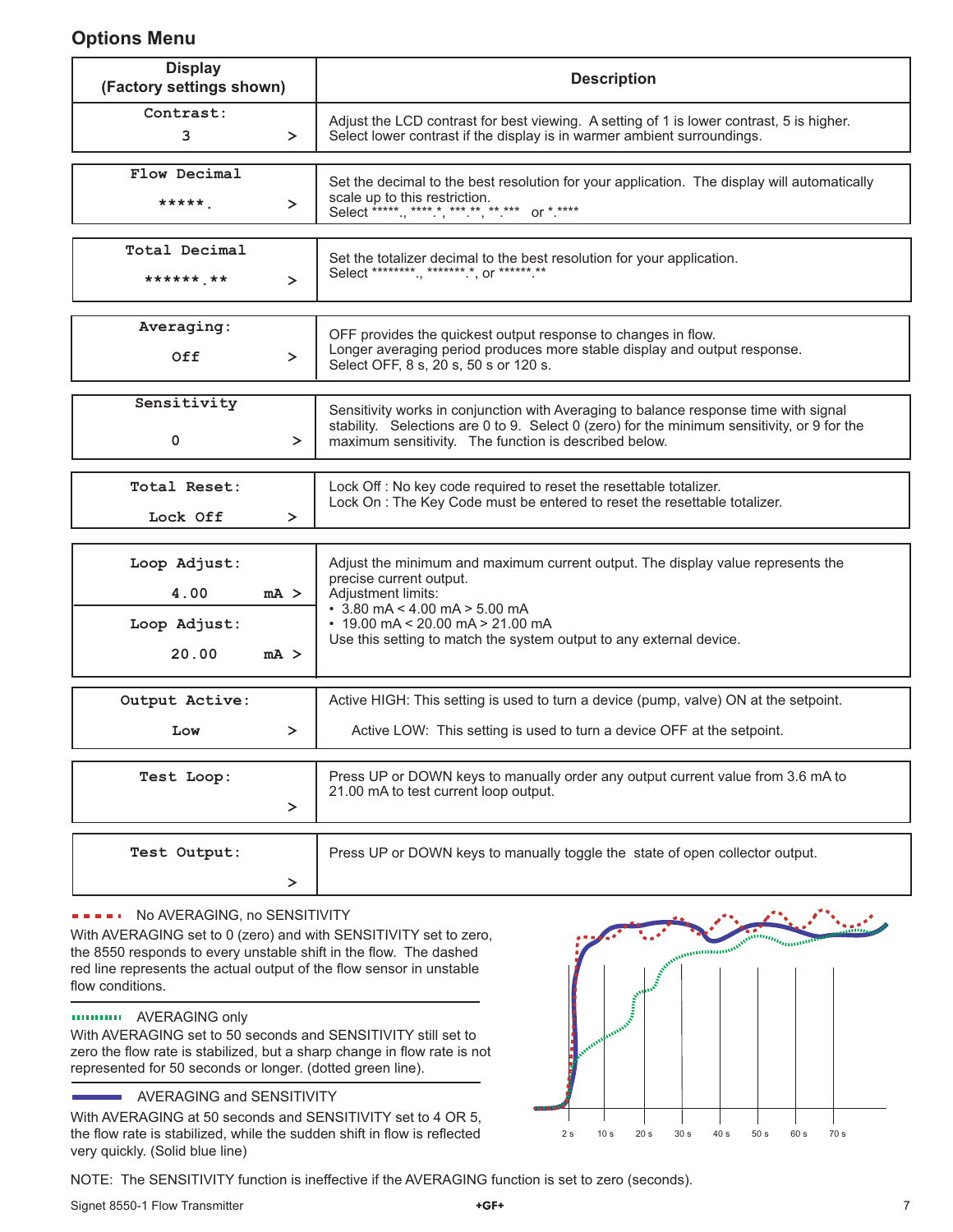## Options Menu

| Display (Factory settings shown) | Description |
|---|---|
| Contrast: 3 > | Adjust the LCD contrast for best viewing. A setting of 1 is lower contrast, 5 is higher. Select lower contrast if the display is in warmer ambient surroundings. |
| Flow Decimal *****. > | Set the decimal to the best resolution for your application. The display will automatically scale up to this restriction. Select *****., ****.*, ***.**, **.*** or *.**** |
| Total Decimal ******.** > | Set the totalizer decimal to the best resolution for your application. Select ********., *******.*, or ******.** |
| Averaging: Off > | OFF provides the quickest output response to changes in flow. Longer averaging period produces more stable display and output response. Select OFF, 8 s, 20 s, 50 s or 120 s. |
| Sensitivity 0 > | Sensitivity works in conjunction with Averaging to balance response time with signal stability. Selections are 0 to 9. Select 0 (zero) for the minimum sensitivity, or 9 for the maximum sensitivity. The function is described below. |
| Total Reset: Lock Off > | Lock Off : No key code required to reset the resettable totalizer. Lock On : The Key Code must be entered to reset the resettable totalizer. |
| Loop Adjust: 4.00 mA > Loop Adjust: 20.00 mA > | Adjust the minimum and maximum current output. The display value represents the precise current output. Adjustment limits: • 3.80 mA < 4.00 mA > 5.00 mA • 19.00 mA < 20.00 mA > 21.00 mA Use this setting to match the system output to any external device. |
| Output Active: Low > | Active HIGH: This setting is used to turn a device (pump, valve) ON at the setpoint. Active LOW: This setting is used to turn a device OFF at the setpoint. |
| Test Loop: > | Press UP or DOWN keys to manually order any output current value from 3.6 mA to 21.00 mA to test current loop output. |
| Test Output: > | Press UP or DOWN keys to manually toggle the state of open collector output. |

**No AVERAGING, no SENSITIVITY**

With AVERAGING set to 0 (zero) and with SENSITIVITY set to zero, the 8550 responds to every unstable shift in the flow. The dashed red line represents the actual output of the flow sensor in unstable flow conditions.

**AVERAGING only**

With AVERAGING set to 50 seconds and SENSITIVITY still set to zero the flow rate is stabilized, but a sharp change in flow rate is not represented for 50 seconds or longer. (dotted green line).

**AVERAGING and SENSITIVITY**

With AVERAGING at 50 seconds and SENSITIVITY set to 4 OR 5, the flow rate is stabilized, while the sudden shift in flow is reflected very quickly. (Solid blue line)

NOTE: The SENSITIVITY function is ineffective if the AVERAGING function is set to zero (seconds).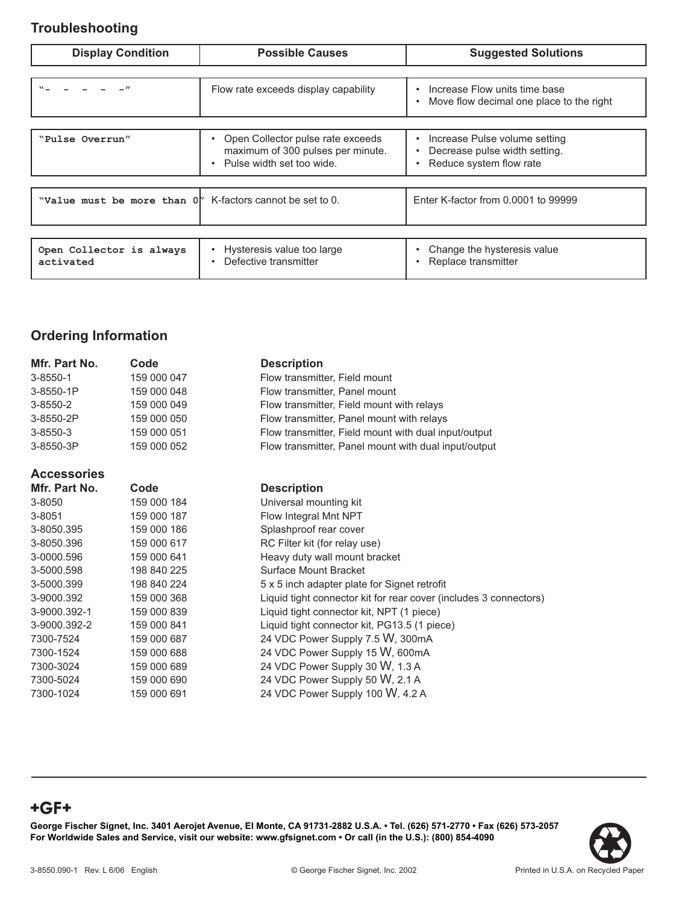## Troubleshooting

| Display Condition | Possible Causes | Suggested Solutions |
|---|---|---|
| "- - - - -" | Flow rate exceeds display capability | • Increase Flow units time base<br>• Move flow decimal one place to the right |
| "Pulse Overrun" | • Open Collector pulse rate exceeds maximum of 300 pulses per minute.<br>• Pulse width set too wide. | • Increase Pulse volume setting<br>• Decrease pulse width setting.<br>• Reduce system flow rate |
| "Value must be more than 0" | K-factors cannot be set to 0. | Enter K-factor from 0.0001 to 99999 |
| Open Collector is always activated | • Hysteresis value too large<br>• Defective transmitter | • Change the hysteresis value<br>• Replace transmitter |

## Ordering Information

| Mfr. Part No. | Code | Description |
|---|---|---|
| 3-8550-1 | 159 000 047 | Flow transmitter, Field mount |
| 3-8550-1P | 159 000 048 | Flow transmitter, Panel mount |
| 3-8550-2 | 159 000 049 | Flow transmitter, Field mount with relays |
| 3-8550-2P | 159 000 050 | Flow transmitter, Panel mount with relays |
| 3-8550-3 | 159 000 051 | Flow transmitter, Field mount with dual input/output |
| 3-8550-3P | 159 000 052 | Flow transmitter, Panel mount with dual input/output |

### Accessories

| Mfr. Part No. | Code | Description |
|---|---|---|
| 3-8050 | 159 000 184 | Universal mounting kit |
| 3-8051 | 159 000 187 | Flow Integral Mnt NPT |
| 3-8050.395 | 159 000 186 | Splashproof rear cover |
| 3-8050.396 | 159 000 617 | RC Filter kit (for relay use) |
| 3-0000.596 | 159 000 641 | Heavy duty wall mount bracket |
| 3-5000.598 | 198 840 225 | Surface Mount Bracket |
| 3-5000.399 | 198 840 224 | 5 x 5 inch adapter plate for Signet retrofit |
| 3-9000.392 | 159 000 368 | Liquid tight connector kit for rear cover (includes 3 connectors) |
| 3-9000.392-1 | 159 000 839 | Liquid tight connector kit, NPT (1 piece) |
| 3-9000.392-2 | 159 000 841 | Liquid tight connector kit, PG13.5 (1 piece) |
| 7300-7524 | 159 000 687 | 24 VDC Power Supply 7.5 W, 300mA |
| 7300-1524 | 159 000 688 | 24 VDC Power Supply 15 W, 600mA |
| 7300-3024 | 159 000 689 | 24 VDC Power Supply 30 W, 1.3 A |
| 7300-5024 | 159 000 690 | 24 VDC Power Supply 50 W, 2.1 A |
| 7300-1024 | 159 000 691 | 24 VDC Power Supply 100 W, 4.2 A |

+GF+

**George Fischer Signet, Inc. 3401 Aerojet Avenue, El Monte, CA 91731-2882 U.S.A. • Tel. (626) 571-2770 • Fax (626) 573-2057**
**For Worldwide Sales and Service, visit our website: www.gfsignet.com • Or call (in the U.S.): (800) 854-4090**

3-8550.090-1 Rev. L 6/06 English © George Fischer Signet, Inc. 2002 Printed in U.S.A. on Recycled Paper